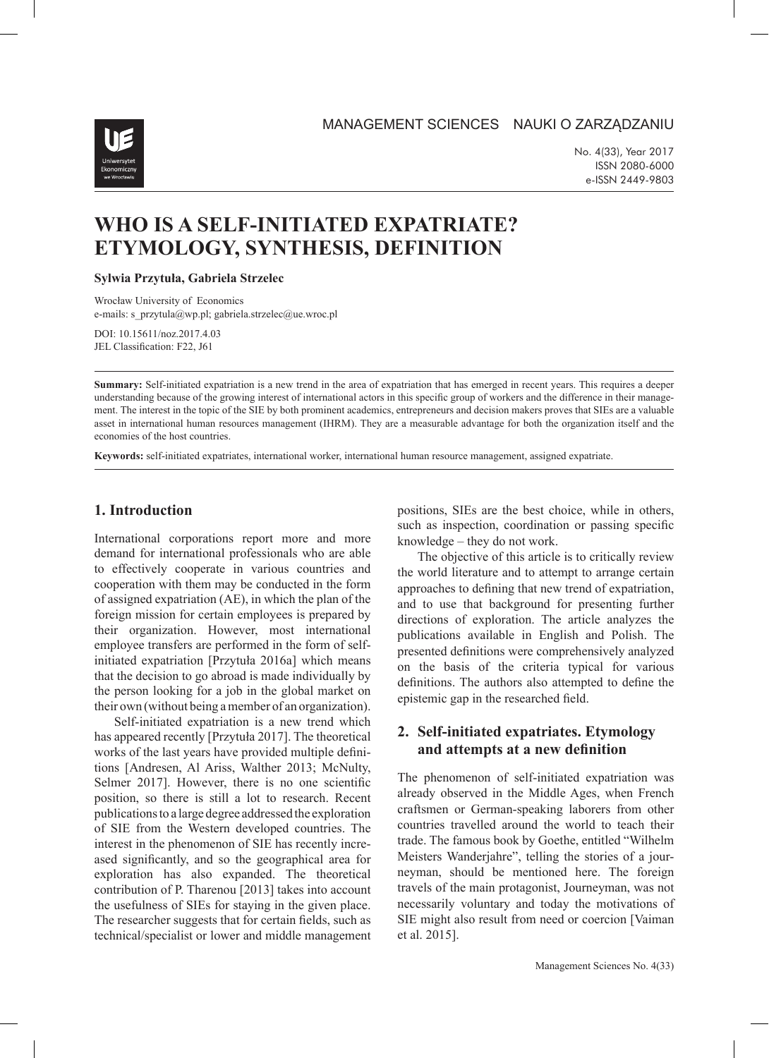MANAGEMENT SCIENCES NAUKI O ZARZĄDZANIU

No. 4(33), Year 2017
ISSN 2080-6000
e-ISSN 2449-9803

# WHO IS A SELF-INITIATED EXPATRIATE? ETYMOLOGY, SYNTHESIS, DEFINITION

**Sylwia Przytuła, Gabriela Strzelec**

Wrocław University of Economics
e-mails: s_przytula@wp.pl; gabriela.strzelec@ue.wroc.pl

DOI: 10.15611/noz.2017.4.03
JEL Classification: F22, J61

**Summary:** Self-initiated expatriation is a new trend in the area of expatriation that has emerged in recent years. This requires a deeper understanding because of the growing interest of international actors in this specific group of workers and the difference in their management. The interest in the topic of the SIE by both prominent academics, entrepreneurs and decision makers proves that SIEs are a valuable asset in international human resources management (IHRM). They are a measurable advantage for both the organization itself and the economies of the host countries.

**Keywords:** self-initiated expatriates, international worker, international human resource management, assigned expatriate.

## 1. Introduction

International corporations report more and more demand for international professionals who are able to effectively cooperate in various countries and cooperation with them may be conducted in the form of assigned expatriation (AE), in which the plan of the foreign mission for certain employees is prepared by their organization. However, most international employee transfers are performed in the form of self-initiated expatriation [Przytuła 2016a] which means that the decision to go abroad is made individually by the person looking for a job in the global market on their own (without being a member of an organization).

Self-initiated expatriation is a new trend which has appeared recently [Przytuła 2017]. The theoretical works of the last years have provided multiple definitions [Andresen, Al Ariss, Walther 2013; McNulty, Selmer 2017]. However, there is no one scientific position, so there is still a lot to research. Recent publications to a large degree addressed the exploration of SIE from the Western developed countries. The interest in the phenomenon of SIE has recently increased significantly, and so the geographical area for exploration has also expanded. The theoretical contribution of P. Tharenou [2013] takes into account the usefulness of SIEs for staying in the given place. The researcher suggests that for certain fields, such as technical/specialist or lower and middle management positions, SIEs are the best choice, while in others, such as inspection, coordination or passing specific knowledge – they do not work.

The objective of this article is to critically review the world literature and to attempt to arrange certain approaches to defining that new trend of expatriation, and to use that background for presenting further directions of exploration. The article analyzes the publications available in English and Polish. The presented definitions were comprehensively analyzed on the basis of the criteria typical for various definitions. The authors also attempted to define the epistemic gap in the researched field.

## 2. Self-initiated expatriates. Etymology and attempts at a new definition

The phenomenon of self-initiated expatriation was already observed in the Middle Ages, when French craftsmen or German-speaking laborers from other countries travelled around the world to teach their trade. The famous book by Goethe, entitled "Wilhelm Meisters Wanderjahre", telling the stories of a journeyman, should be mentioned here. The foreign travels of the main protagonist, Journeyman, was not necessarily voluntary and today the motivations of SIE might also result from need or coercion [Vaiman et al. 2015].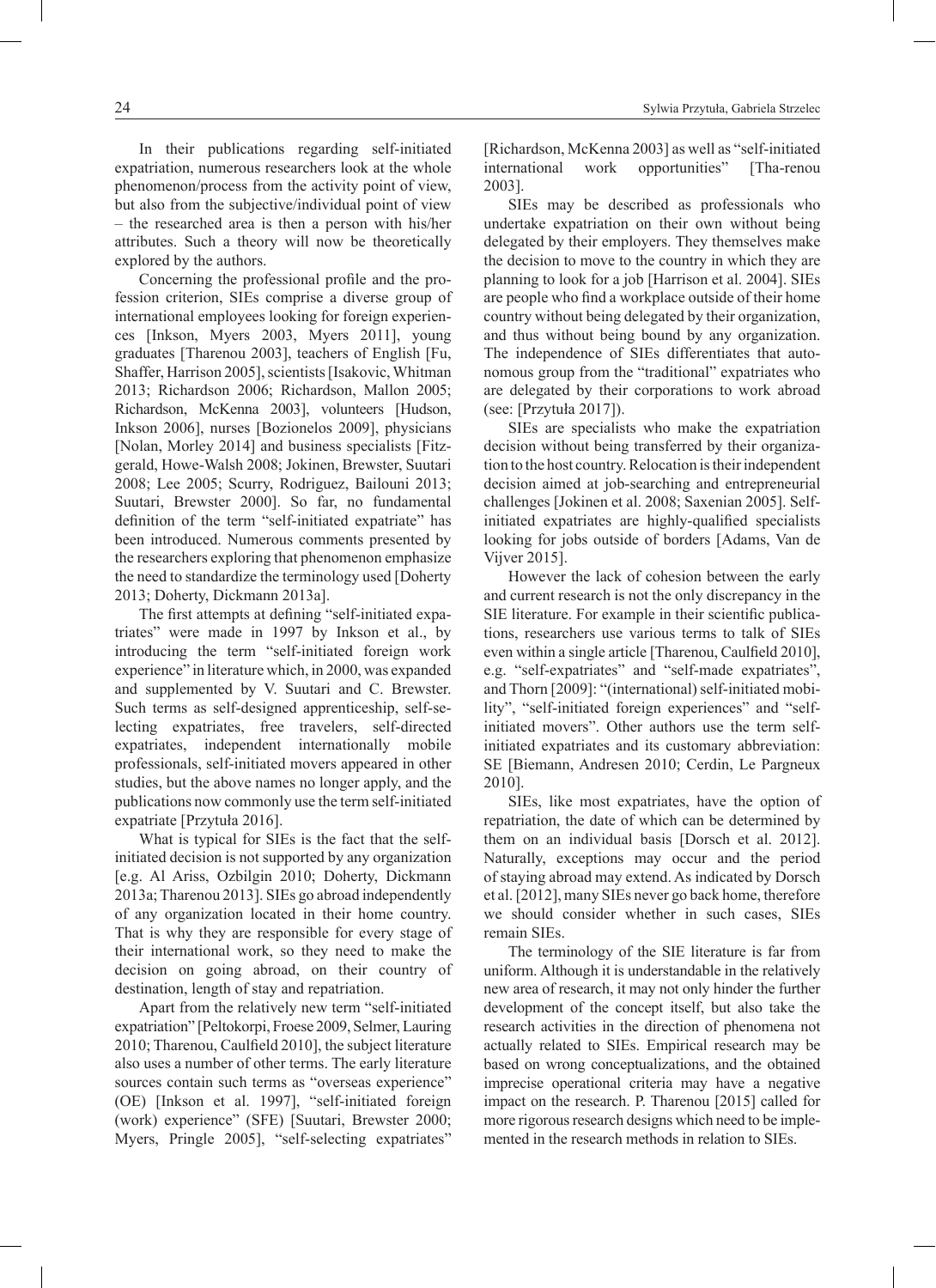In their publications regarding self-initiated expatriation, numerous researchers look at the whole phenomenon/process from the activity point of view, but also from the subjective/individual point of view – the researched area is then a person with his/her attributes. Such a theory will now be theoretically explored by the authors.

Concerning the professional profile and the profession criterion, SIEs comprise a diverse group of international employees looking for foreign experiences [Inkson, Myers 2003, Myers 2011], young graduates [Tharenou 2003], teachers of English [Fu, Shaffer, Harrison 2005], scientists [Isakovic, Whitman 2013; Richardson 2006; Richardson, Mallon 2005; Richardson, McKenna 2003], volunteers [Hudson, Inkson 2006], nurses [Bozionelos 2009], physicians [Nolan, Morley 2014] and business specialists [Fitzgerald, Howe-Walsh 2008; Jokinen, Brewster, Suutari 2008; Lee 2005; Scurry, Rodriguez, Bailouni 2013; Suutari, Brewster 2000]. So far, no fundamental definition of the term "self-initiated expatriate" has been introduced. Numerous comments presented by the researchers exploring that phenomenon emphasize the need to standardize the terminology used [Doherty 2013; Doherty, Dickmann 2013a].

The first attempts at defining "self-initiated expatriates" were made in 1997 by Inkson et al., by introducing the term "self-initiated foreign work experience" in literature which, in 2000, was expanded and supplemented by V. Suutari and C. Brewster. Such terms as self-designed apprenticeship, self-selecting expatriates, free travelers, self-directed expatriates, independent internationally mobile professionals, self-initiated movers appeared in other studies, but the above names no longer apply, and the publications now commonly use the term self-initiated expatriate [Przytuła 2016].

What is typical for SIEs is the fact that the self-initiated decision is not supported by any organization [e.g. Al Ariss, Ozbilgin 2010; Doherty, Dickmann 2013a; Tharenou 2013]. SIEs go abroad independently of any organization located in their home country. That is why they are responsible for every stage of their international work, so they need to make the decision on going abroad, on their country of destination, length of stay and repatriation.

Apart from the relatively new term "self-initiated expatriation" [Peltokorpi, Froese 2009, Selmer, Lauring 2010; Tharenou, Caulfield 2010], the subject literature also uses a number of other terms. The early literature sources contain such terms as "overseas experience" (OE) [Inkson et al. 1997], "self-initiated foreign (work) experience" (SFE) [Suutari, Brewster 2000; Myers, Pringle 2005], "self-selecting expatriates" [Richardson, McKenna 2003] as well as "self-initiated international work opportunities" [Tha-renou 2003].

SIEs may be described as professionals who undertake expatriation on their own without being delegated by their employers. They themselves make the decision to move to the country in which they are planning to look for a job [Harrison et al. 2004]. SIEs are people who find a workplace outside of their home country without being delegated by their organization, and thus without being bound by any organization. The independence of SIEs differentiates that autonomous group from the "traditional" expatriates who are delegated by their corporations to work abroad (see: [Przytuła 2017]).

SIEs are specialists who make the expatriation decision without being transferred by their organization to the host country. Relocation is their independent decision aimed at job-searching and entrepreneurial challenges [Jokinen et al. 2008; Saxenian 2005]. Self-initiated expatriates are highly-qualified specialists looking for jobs outside of borders [Adams, Van de Vijver 2015].

However the lack of cohesion between the early and current research is not the only discrepancy in the SIE literature. For example in their scientific publications, researchers use various terms to talk of SIEs even within a single article [Tharenou, Caulfield 2010], e.g. "self-expatriates" and "self-made expatriates", and Thorn [2009]: "(international) self-initiated mobility", "self-initiated foreign experiences" and "self-initiated movers". Other authors use the term self-initiated expatriates and its customary abbreviation: SE [Biemann, Andresen 2010; Cerdin, Le Pargneux 2010].

SIEs, like most expatriates, have the option of repatriation, the date of which can be determined by them on an individual basis [Dorsch et al. 2012]. Naturally, exceptions may occur and the period of staying abroad may extend. As indicated by Dorsch et al. [2012], many SIEs never go back home, therefore we should consider whether in such cases, SIEs remain SIEs.

The terminology of the SIE literature is far from uniform. Although it is understandable in the relatively new area of research, it may not only hinder the further development of the concept itself, but also take the research activities in the direction of phenomena not actually related to SIEs. Empirical research may be based on wrong conceptualizations, and the obtained imprecise operational criteria may have a negative impact on the research. P. Tharenou [2015] called for more rigorous research designs which need to be implemented in the research methods in relation to SIEs.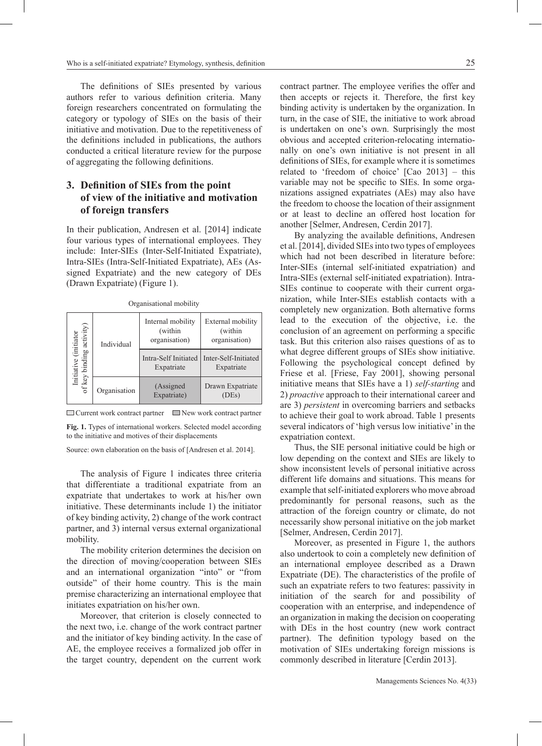The definitions of SIEs presented by various authors refer to various definition criteria. Many foreign researchers concentrated on formulating the category or typology of SIEs on the basis of their initiative and motivation. Due to the repetitiveness of the definitions included in publications, the authors conducted a critical literature review for the purpose of aggregating the following definitions.

## 3. Definition of SIEs from the point of view of the initiative and motivation of foreign transfers

In their publication, Andresen et al. [2014] indicate four various types of international employees. They include: Inter-SIEs (Inter-Self-Initiated Expatriate), Intra-SIEs (Intra-Self-Initiated Expatriate), AEs (Assigned Expatriate) and the new category of DEs (Drawn Expatriate) (Figure 1).

Organisational mobility

| Initiative (initiator of key binding activity) | | Internal mobility (within organisation) | External mobility (within organisation) |
|---|---|---|---|
| | Individual | Intra-Self Initiated Expatriate | Inter-Self-Initiated Expatriate |
| | Organisation | (Assigned Expatriate) | Drawn Expatriate (DEs) |

Current work contract partner    New work contract partner

**Fig. 1.** Types of international workers. Selected model according to the initiative and motives of their displacements

Source: own elaboration on the basis of [Andresen et al. 2014].

The analysis of Figure 1 indicates three criteria that differentiate a traditional expatriate from an expatriate that undertakes to work at his/her own initiative. These determinants include 1) the initiator of key binding activity, 2) change of the work contract partner, and 3) internal versus external organizational mobility.

The mobility criterion determines the decision on the direction of moving/cooperation between SIEs and an international organization "into" or "from outside" of their home country. This is the main premise characterizing an international employee that initiates expatriation on his/her own.

Moreover, that criterion is closely connected to the next two, i.e. change of the work contract partner and the initiator of key binding activity. In the case of AE, the employee receives a formalized job offer in the target country, dependent on the current work contract partner. The employee verifies the offer and then accepts or rejects it. Therefore, the first key binding activity is undertaken by the organization. In turn, in the case of SIE, the initiative to work abroad is undertaken on one's own. Surprisingly the most obvious and accepted criterion-relocating internationally on one's own initiative is not present in all definitions of SIEs, for example where it is sometimes related to 'freedom of choice' [Cao 2013] – this variable may not be specific to SIEs. In some organizations assigned expatriates (AEs) may also have the freedom to choose the location of their assignment or at least to decline an offered host location for another [Selmer, Andresen, Cerdin 2017].

By analyzing the available definitions, Andresen et al. [2014], divided SIEs into two types of employees which had not been described in literature before: Inter-SIEs (internal self-initiated expatriation) and Intra-SIEs (external self-initiated expatriation). Intra-SIEs continue to cooperate with their current organization, while Inter-SIEs establish contacts with a completely new organization. Both alternative forms lead to the execution of the objective, i.e. the conclusion of an agreement on performing a specific task. But this criterion also raises questions of as to what degree different groups of SIEs show initiative. Following the psychological concept defined by Friese et al. [Friese, Fay 2001], showing personal initiative means that SIEs have a 1) *self-starting* and 2) *proactive* approach to their international career and are 3) *persistent* in overcoming barriers and setbacks to achieve their goal to work abroad. Table 1 presents several indicators of 'high versus low initiative' in the expatriation context.

Thus, the SIE personal initiative could be high or low depending on the context and SIEs are likely to show inconsistent levels of personal initiative across different life domains and situations. This means for example that self-initiated explorers who move abroad predominantly for personal reasons, such as the attraction of the foreign country or climate, do not necessarily show personal initiative on the job market [Selmer, Andresen, Cerdin 2017].

Moreover, as presented in Figure 1, the authors also undertook to coin a completely new definition of an international employee described as a Drawn Expatriate (DE). The characteristics of the profile of such an expatriate refers to two features: passivity in initiation of the search for and possibility of cooperation with an enterprise, and independence of an organization in making the decision on cooperating with DEs in the host country (new work contract partner). The definition typology based on the motivation of SIEs undertaking foreign missions is commonly described in literature [Cerdin 2013].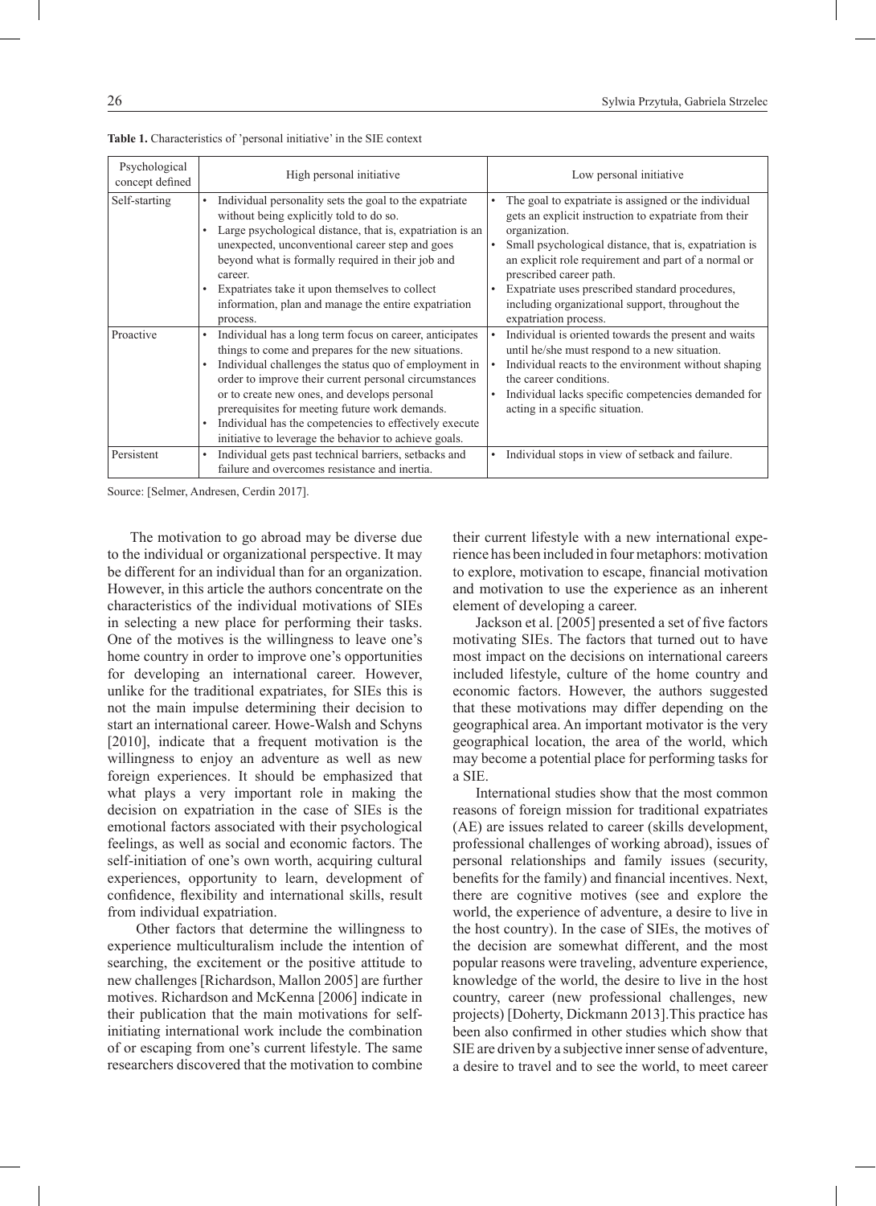**Table 1.** Characteristics of 'personal initiative' in the SIE context

| Psychological concept defined | High personal initiative | Low personal initiative |
|---|---|---|
| Self-starting | • Individual personality sets the goal to the expatriate without being explicitly told to do so.<br>• Large psychological distance, that is, expatriation is an unexpected, unconventional career step and goes beyond what is formally required in their job and career.<br>• Expatriates take it upon themselves to collect information, plan and manage the entire expatriation process. | • The goal to expatriate is assigned or the individual gets an explicit instruction to expatriate from their organization.<br>• Small psychological distance, that is, expatriation is an explicit role requirement and part of a normal or prescribed career path.<br>• Expatriate uses prescribed standard procedures, including organizational support, throughout the expatriation process. |
| Proactive | • Individual has a long term focus on career, anticipates things to come and prepares for the new situations.<br>• Individual challenges the status quo of employment in order to improve their current personal circumstances or to create new ones, and develops personal prerequisites for meeting future work demands.<br>• Individual has the competencies to effectively execute initiative to leverage the behavior to achieve goals. | • Individual is oriented towards the present and waits until he/she must respond to a new situation.<br>• Individual reacts to the environment without shaping the career conditions.<br>• Individual lacks specific competencies demanded for acting in a specific situation. |
| Persistent | • Individual gets past technical barriers, setbacks and failure and overcomes resistance and inertia. | • Individual stops in view of setback and failure. |

Source: [Selmer, Andresen, Cerdin 2017].

The motivation to go abroad may be diverse due to the individual or organizational perspective. It may be different for an individual than for an organization. However, in this article the authors concentrate on the characteristics of the individual motivations of SIEs in selecting a new place for performing their tasks. One of the motives is the willingness to leave one's home country in order to improve one's opportunities for developing an international career. However, unlike for the traditional expatriates, for SIEs this is not the main impulse determining their decision to start an international career. Howe-Walsh and Schyns [2010], indicate that a frequent motivation is the willingness to enjoy an adventure as well as new foreign experiences. It should be emphasized that what plays a very important role in making the decision on expatriation in the case of SIEs is the emotional factors associated with their psychological feelings, as well as social and economic factors. The self-initiation of one's own worth, acquiring cultural experiences, opportunity to learn, development of confidence, flexibility and international skills, result from individual expatriation.

Other factors that determine the willingness to experience multiculturalism include the intention of searching, the excitement or the positive attitude to new challenges [Richardson, Mallon 2005] are further motives. Richardson and McKenna [2006] indicate in their publication that the main motivations for self-initiating international work include the combination of or escaping from one's current lifestyle. The same researchers discovered that the motivation to combine their current lifestyle with a new international experience has been included in four metaphors: motivation to explore, motivation to escape, financial motivation and motivation to use the experience as an inherent element of developing a career.

Jackson et al. [2005] presented a set of five factors motivating SIEs. The factors that turned out to have most impact on the decisions on international careers included lifestyle, culture of the home country and economic factors. However, the authors suggested that these motivations may differ depending on the geographical area. An important motivator is the very geographical location, the area of the world, which may become a potential place for performing tasks for a SIE.

International studies show that the most common reasons of foreign mission for traditional expatriates (AE) are issues related to career (skills development, professional challenges of working abroad), issues of personal relationships and family issues (security, benefits for the family) and financial incentives. Next, there are cognitive motives (see and explore the world, the experience of adventure, a desire to live in the host country). In the case of SIEs, the motives of the decision are somewhat different, and the most popular reasons were traveling, adventure experience, knowledge of the world, the desire to live in the host country, career (new professional challenges, new projects) [Doherty, Dickmann 2013].This practice has been also confirmed in other studies which show that SIE are driven by a subjective inner sense of adventure, a desire to travel and to see the world, to meet career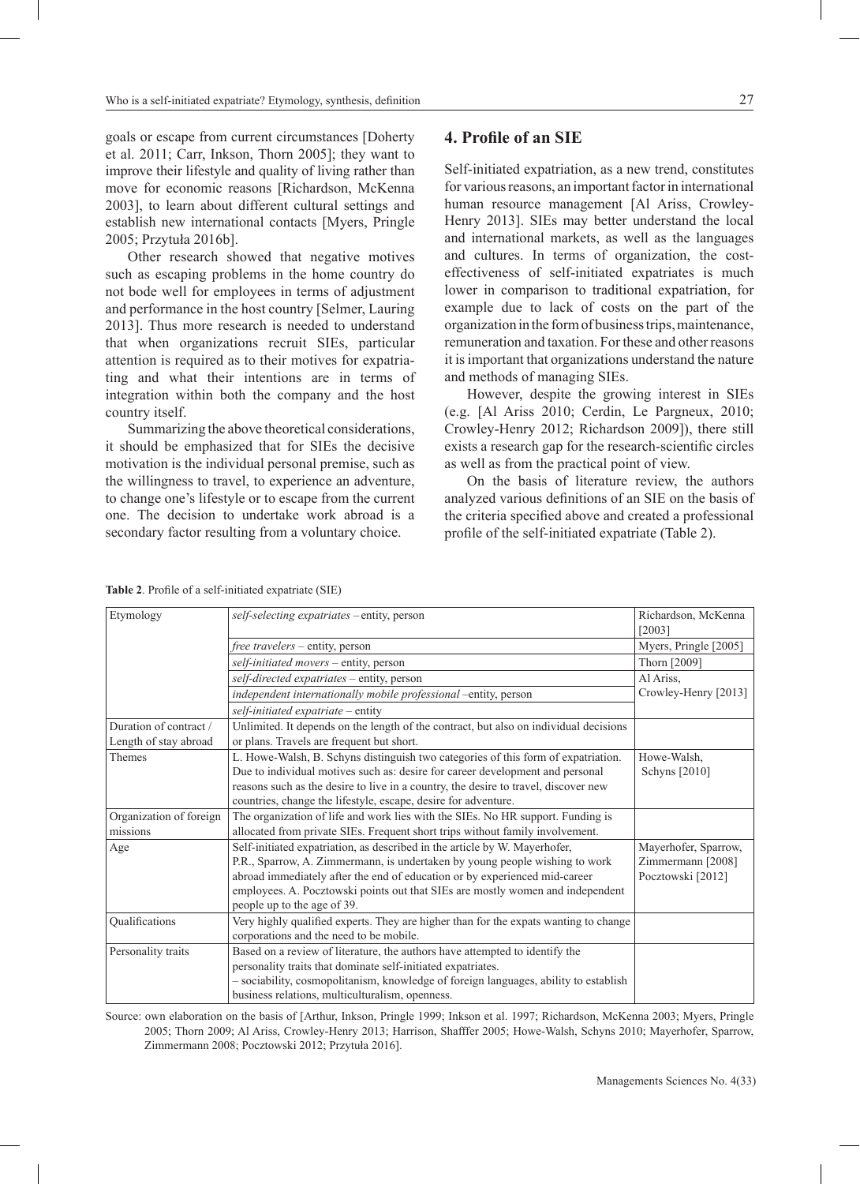goals or escape from current circumstances [Doherty et al. 2011; Carr, Inkson, Thorn 2005]; they want to improve their lifestyle and quality of living rather than move for economic reasons [Richardson, McKenna 2003], to learn about different cultural settings and establish new international contacts [Myers, Pringle 2005; Przytuła 2016b].

Other research showed that negative motives such as escaping problems in the home country do not bode well for employees in terms of adjustment and performance in the host country [Selmer, Lauring 2013]. Thus more research is needed to understand that when organizations recruit SIEs, particular attention is required as to their motives for expatriating and what their intentions are in terms of integration within both the company and the host country itself.

Summarizing the above theoretical considerations, it should be emphasized that for SIEs the decisive motivation is the individual personal premise, such as the willingness to travel, to experience an adventure, to change one's lifestyle or to escape from the current one. The decision to undertake work abroad is a secondary factor resulting from a voluntary choice.

## 4. Profile of an SIE

Self-initiated expatriation, as a new trend, constitutes for various reasons, an important factor in international human resource management [Al Ariss, Crowley-Henry 2013]. SIEs may better understand the local and international markets, as well as the languages and cultures. In terms of organization, the cost-effectiveness of self-initiated expatriates is much lower in comparison to traditional expatriation, for example due to lack of costs on the part of the organization in the form of business trips, maintenance, remuneration and taxation. For these and other reasons it is important that organizations understand the nature and methods of managing SIEs.

However, despite the growing interest in SIEs (e.g. [Al Ariss 2010; Cerdin, Le Pargneux, 2010; Crowley-Henry 2012; Richardson 2009]), there still exists a research gap for the research-scientific circles as well as from the practical point of view.

On the basis of literature review, the authors analyzed various definitions of an SIE on the basis of the criteria specified above and created a professional profile of the self-initiated expatriate (Table 2).

**Table 2**. Profile of a self-initiated expatriate (SIE)

| | | |
|---|---|---|
| Etymology | *self-selecting expatriates* – entity, person | Richardson, McKenna [2003] |
| | *free travelers* – entity, person | Myers, Pringle [2005] |
| | *self-initiated movers* – entity, person | Thorn [2009] |
| | *self-directed expatriates* – entity, person | Al Ariss, Crowley-Henry [2013] |
| | *independent internationally mobile professional* –entity, person | |
| | *self-initiated expatriate* – entity | |
| Duration of contract / Length of stay abroad | Unlimited. It depends on the length of the contract, but also on individual decisions or plans. Travels are frequent but short. | |
| Themes | L. Howe-Walsh, B. Schyns distinguish two categories of this form of expatriation. Due to individual motives such as: desire for career development and personal reasons such as the desire to live in a country, the desire to travel, discover new countries, change the lifestyle, escape, desire for adventure. | Howe-Walsh, Schyns [2010] |
| Organization of foreign missions | The organization of life and work lies with the SIEs. No HR support. Funding is allocated from private SIEs. Frequent short trips without family involvement. | |
| Age | Self-initiated expatriation, as described in the article by W. Mayerhofer, P.R., Sparrow, A. Zimmermann, is undertaken by young people wishing to work abroad immediately after the end of education or by experienced mid-career employees. A. Pocztowski points out that SIEs are mostly women and independent people up to the age of 39. | Mayerhofer, Sparrow, Zimmermann [2008] Pocztowski [2012] |
| Qualifications | Very highly qualified experts. They are higher than for the expats wanting to change corporations and the need to be mobile. | |
| Personality traits | Based on a review of literature, the authors have attempted to identify the personality traits that dominate self-initiated expatriates. – sociability, cosmopolitanism, knowledge of foreign languages, ability to establish business relations, multiculturalism, openness. | |

Source: own elaboration on the basis of [Arthur, Inkson, Pringle 1999; Inkson et al. 1997; Richardson, McKenna 2003; Myers, Pringle 2005; Thorn 2009; Al Ariss, Crowley-Henry 2013; Harrison, Shafffer 2005; Howe-Walsh, Schyns 2010; Mayerhofer, Sparrow, Zimmermann 2008; Pocztowski 2012; Przytuła 2016].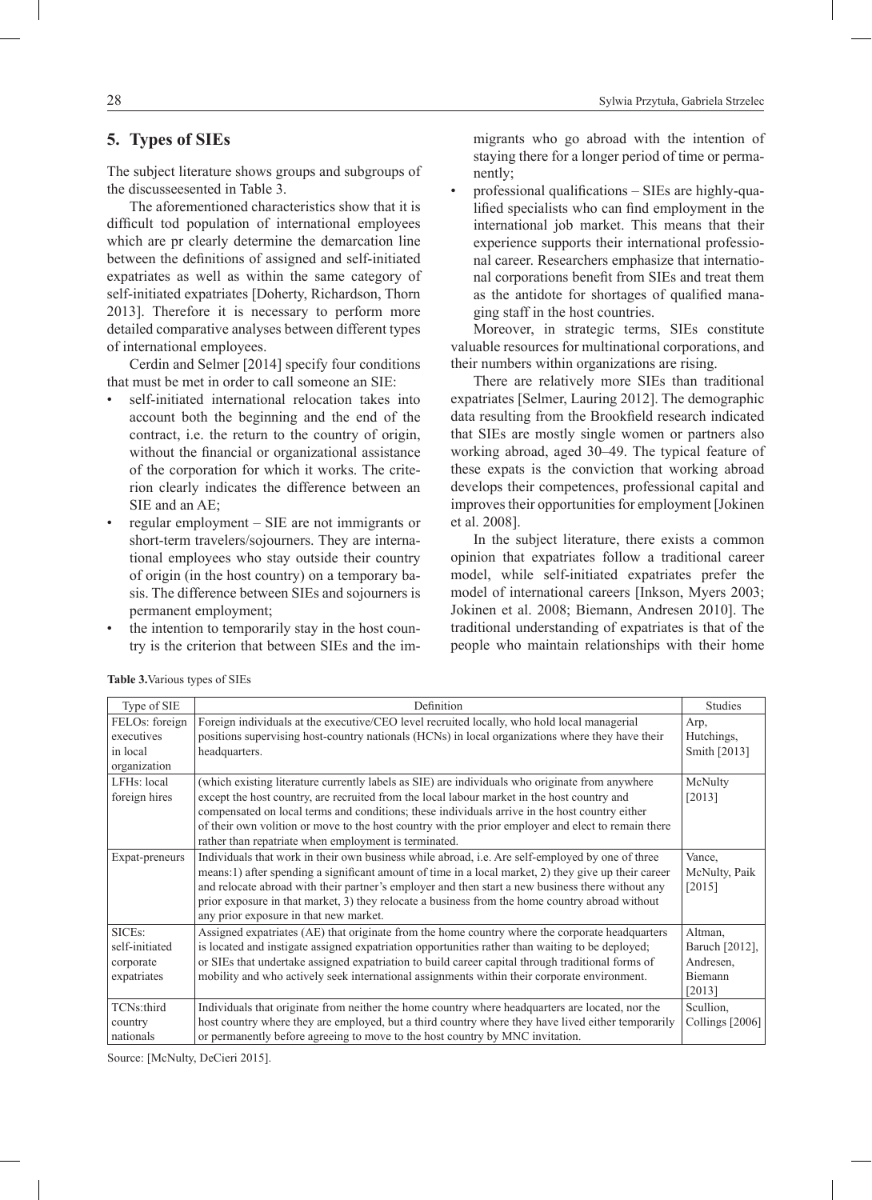## 5. Types of SIEs

The subject literature shows groups and subgroups of the discusseesented in Table 3.

The aforementioned characteristics show that it is difficult tod population of international employees which are pr clearly determine the demarcation line between the definitions of assigned and self-initiated expatriates as well as within the same category of self-initiated expatriates [Doherty, Richardson, Thorn 2013]. Therefore it is necessary to perform more detailed comparative analyses between different types of international employees.

Cerdin and Selmer [2014] specify four conditions that must be met in order to call someone an SIE:

- self-initiated international relocation takes into account both the beginning and the end of the contract, i.e. the return to the country of origin, without the financial or organizational assistance of the corporation for which it works. The criterion clearly indicates the difference between an SIE and an AE;
- regular employment – SIE are not immigrants or short-term travelers/sojourners. They are international employees who stay outside their country of origin (in the host country) on a temporary basis. The difference between SIEs and sojourners is permanent employment;
- the intention to temporarily stay in the host country is the criterion that between SIEs and the immigrants who go abroad with the intention of staying there for a longer period of time or permanently;
- professional qualifications – SIEs are highly-qualified specialists who can find employment in the international job market. This means that their experience supports their international professional career. Researchers emphasize that international corporations benefit from SIEs and treat them as the antidote for shortages of qualified managing staff in the host countries.

Moreover, in strategic terms, SIEs constitute valuable resources for multinational corporations, and their numbers within organizations are rising.

There are relatively more SIEs than traditional expatriates [Selmer, Lauring 2012]. The demographic data resulting from the Brookfield research indicated that SIEs are mostly single women or partners also working abroad, aged 30–49. The typical feature of these expats is the conviction that working abroad develops their competences, professional capital and improves their opportunities for employment [Jokinen et al. 2008].

In the subject literature, there exists a common opinion that expatriates follow a traditional career model, while self-initiated expatriates prefer the model of international careers [Inkson, Myers 2003; Jokinen et al. 2008; Biemann, Andresen 2010]. The traditional understanding of expatriates is that of the people who maintain relationships with their home

**Table 3.** Various types of SIEs

| Type of SIE | Definition | Studies |
|---|---|---|
| FELOs: foreign executives in local organization | Foreign individuals at the executive/CEO level recruited locally, who hold local managerial positions supervising host-country nationals (HCNs) in local organizations where they have their headquarters. | Arp, Hutchings, Smith [2013] |
| LFHs: local foreign hires | (which existing literature currently labels as SIE) are individuals who originate from anywhere except the host country, are recruited from the local labour market in the host country and compensated on local terms and conditions; these individuals arrive in the host country either of their own volition or move to the host country with the prior employer and elect to remain there rather than repatriate when employment is terminated. | McNulty [2013] |
| Expat-preneurs | Individuals that work in their own business while abroad, i.e. Are self-employed by one of three means:1) after spending a significant amount of time in a local market, 2) they give up their career and relocate abroad with their partner's employer and then start a new business there without any prior exposure in that market, 3) they relocate a business from the home country abroad without any prior exposure in that new market. | Vance, McNulty, Paik [2015] |
| SICEs: self-initiated corporate expatriates | Assigned expatriates (AE) that originate from the home country where the corporate headquarters is located and instigate assigned expatriation opportunities rather than waiting to be deployed; or SIEs that undertake assigned expatriation to build career capital through traditional forms of mobility and who actively seek international assignments within their corporate environment. | Altman, Baruch [2012], Andresen, Biemann [2013] |
| TCNs:third country nationals | Individuals that originate from neither the home country where headquarters are located, nor the host country where they are employed, but a third country where they have lived either temporarily or permanently before agreeing to move to the host country by MNC invitation. | Scullion, Collings [2006] |

Source: [McNulty, DeCieri 2015].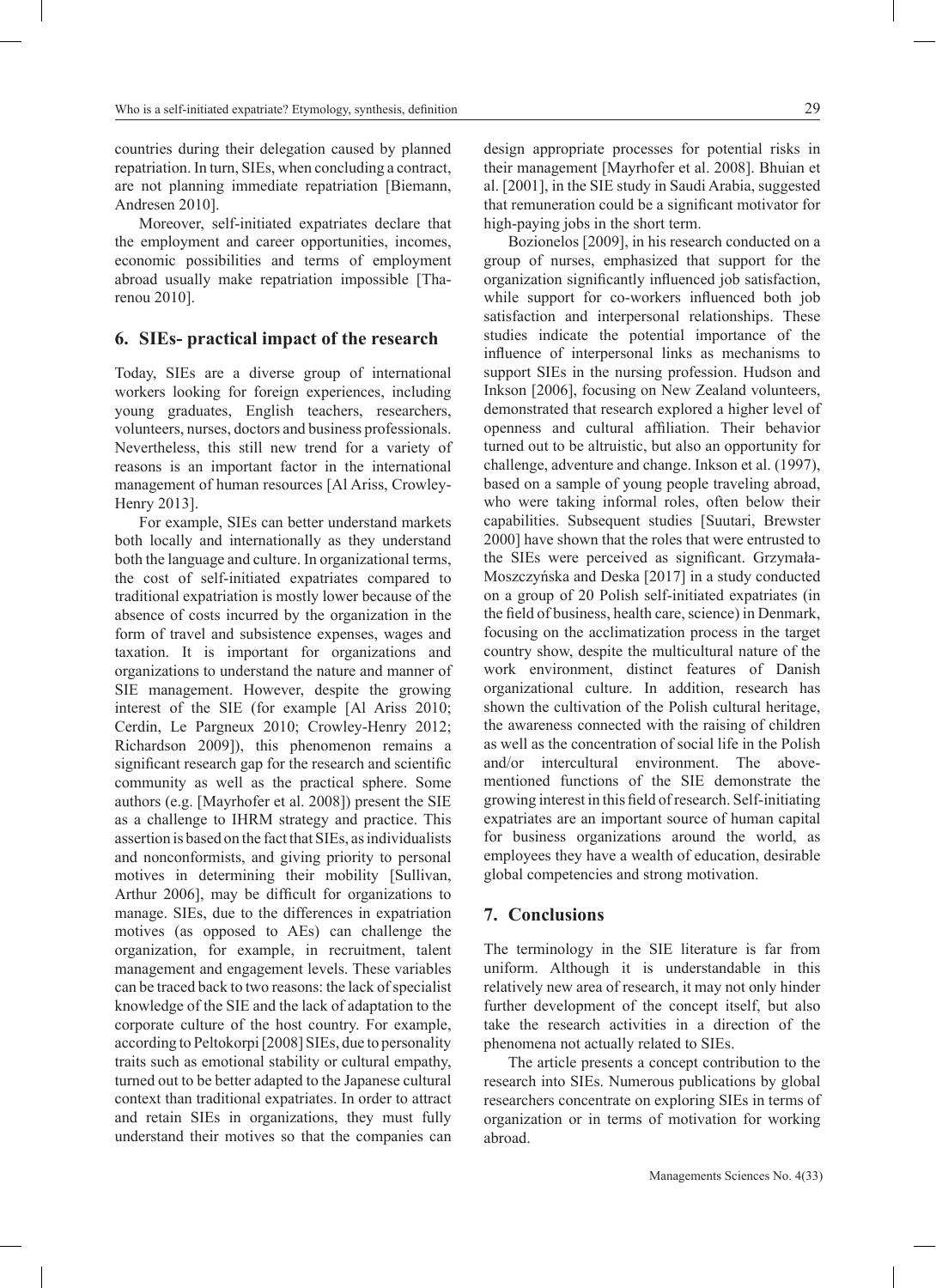countries during their delegation caused by planned repatriation. In turn, SIEs, when concluding a contract, are not planning immediate repatriation [Biemann, Andresen 2010].

Moreover, self-initiated expatriates declare that the employment and career opportunities, incomes, economic possibilities and terms of employment abroad usually make repatriation impossible [Tharenou 2010].

## 6. SIEs- practical impact of the research

Today, SIEs are a diverse group of international workers looking for foreign experiences, including young graduates, English teachers, researchers, volunteers, nurses, doctors and business professionals. Nevertheless, this still new trend for a variety of reasons is an important factor in the international management of human resources [Al Ariss, Crowley-Henry 2013].

For example, SIEs can better understand markets both locally and internationally as they understand both the language and culture. In organizational terms, the cost of self-initiated expatriates compared to traditional expatriation is mostly lower because of the absence of costs incurred by the organization in the form of travel and subsistence expenses, wages and taxation. It is important for organizations and organizations to understand the nature and manner of SIE management. However, despite the growing interest of the SIE (for example [Al Ariss 2010; Cerdin, Le Pargneux 2010; Crowley-Henry 2012; Richardson 2009]), this phenomenon remains a significant research gap for the research and scientific community as well as the practical sphere. Some authors (e.g. [Mayrhofer et al. 2008]) present the SIE as a challenge to IHRM strategy and practice. This assertion is based on the fact that SIEs, as individualists and nonconformists, and giving priority to personal motives in determining their mobility [Sullivan, Arthur 2006], may be difficult for organizations to manage. SIEs, due to the differences in expatriation motives (as opposed to AEs) can challenge the organization, for example, in recruitment, talent management and engagement levels. These variables can be traced back to two reasons: the lack of specialist knowledge of the SIE and the lack of adaptation to the corporate culture of the host country. For example, according to Peltokorpi [2008] SIEs, due to personality traits such as emotional stability or cultural empathy, turned out to be better adapted to the Japanese cultural context than traditional expatriates. In order to attract and retain SIEs in organizations, they must fully understand their motives so that the companies can design appropriate processes for potential risks in their management [Mayrhofer et al. 2008]. Bhuian et al. [2001], in the SIE study in Saudi Arabia, suggested that remuneration could be a significant motivator for high-paying jobs in the short term.

Bozionelos [2009], in his research conducted on a group of nurses, emphasized that support for the organization significantly influenced job satisfaction, while support for co-workers influenced both job satisfaction and interpersonal relationships. These studies indicate the potential importance of the influence of interpersonal links as mechanisms to support SIEs in the nursing profession. Hudson and Inkson [2006], focusing on New Zealand volunteers, demonstrated that research explored a higher level of openness and cultural affiliation. Their behavior turned out to be altruistic, but also an opportunity for challenge, adventure and change. Inkson et al. (1997), based on a sample of young people traveling abroad, who were taking informal roles, often below their capabilities. Subsequent studies [Suutari, Brewster 2000] have shown that the roles that were entrusted to the SIEs were perceived as significant. Grzymała-Moszczyńska and Deska [2017] in a study conducted on a group of 20 Polish self-initiated expatriates (in the field of business, health care, science) in Denmark, focusing on the acclimatization process in the target country show, despite the multicultural nature of the work environment, distinct features of Danish organizational culture. In addition, research has shown the cultivation of the Polish cultural heritage, the awareness connected with the raising of children as well as the concentration of social life in the Polish and/or intercultural environment. The above-mentioned functions of the SIE demonstrate the growing interest in this field of research. Self-initiating expatriates are an important source of human capital for business organizations around the world, as employees they have a wealth of education, desirable global competencies and strong motivation.

## 7. Conclusions

The terminology in the SIE literature is far from uniform. Although it is understandable in this relatively new area of research, it may not only hinder further development of the concept itself, but also take the research activities in a direction of the phenomena not actually related to SIEs.

The article presents a concept contribution to the research into SIEs. Numerous publications by global researchers concentrate on exploring SIEs in terms of organization or in terms of motivation for working abroad.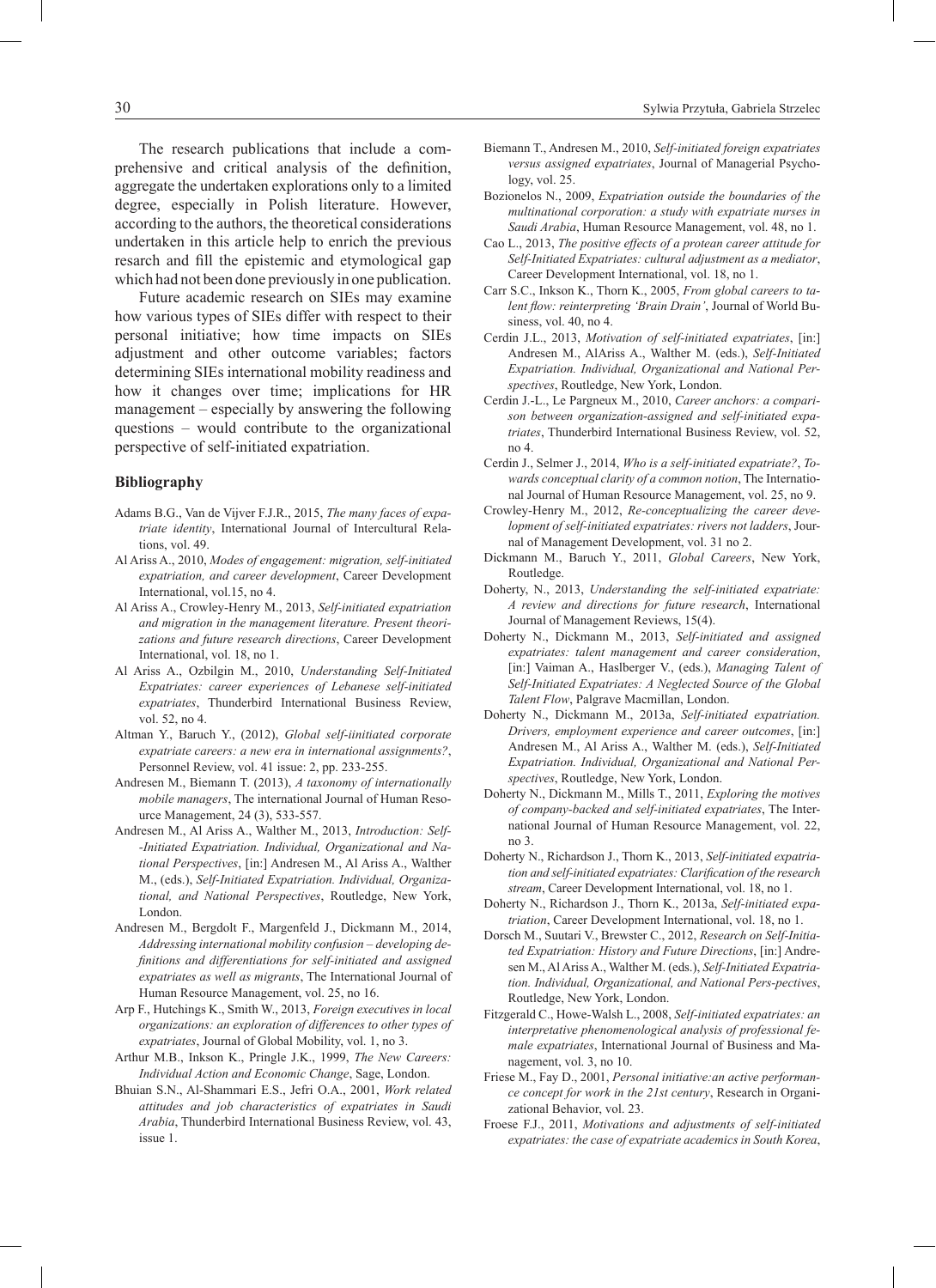The research publications that include a comprehensive and critical analysis of the definition, aggregate the undertaken explorations only to a limited degree, especially in Polish literature. However, according to the authors, the theoretical considerations undertaken in this article help to enrich the previous resarch and fill the epistemic and etymological gap which had not been done previously in one publication.

Future academic research on SIEs may examine how various types of SIEs differ with respect to their personal initiative; how time impacts on SIEs adjustment and other outcome variables; factors determining SIEs international mobility readiness and how it changes over time; implications for HR management – especially by answering the following questions – would contribute to the organizational perspective of self-initiated expatriation.

### Bibliography

- Adams B.G., Van de Vijver F.J.R., 2015, *The many faces of expatriate identity*, International Journal of Intercultural Relations, vol. 49.
- Al Ariss A., 2010, *Modes of engagement: migration, self-initiated expatriation, and career development*, Career Development International, vol.15, no 4.
- Al Ariss A., Crowley-Henry M., 2013, *Self-initiated expatriation and migration in the management literature. Present theorizations and future research directions*, Career Development International, vol. 18, no 1.
- Al Ariss A., Ozbilgin M., 2010, *Understanding Self-Initiated Expatriates: career experiences of Lebanese self-initiated expatriates*, Thunderbird International Business Review, vol. 52, no 4.
- Altman Y., Baruch Y., (2012), *Global self-iinitiated corporate expatriate careers: a new era in international assignments?*, Personnel Review, vol. 41 issue: 2, pp. 233-255.
- Andresen M., Biemann T. (2013), *A taxonomy of internationally mobile managers*, The international Journal of Human Resource Management, 24 (3), 533-557.
- Andresen M., Al Ariss A., Walther M., 2013, *Introduction: Self--Initiated Expatriation. Individual, Organizational and National Perspectives*, [in:] Andresen M., Al Ariss A., Walther M., (eds.), *Self-Initiated Expatriation. Individual, Organizational, and National Perspectives*, Routledge, New York, London.
- Andresen M., Bergdolt F., Margenfeld J., Dickmann M., 2014, *Addressing international mobility confusion – developing definitions and differentiations for self-initiated and assigned expatriates as well as migrants*, The International Journal of Human Resource Management, vol. 25, no 16.
- Arp F., Hutchings K., Smith W., 2013, *Foreign executives in local organizations: an exploration of differences to other types of expatriates*, Journal of Global Mobility, vol. 1, no 3.
- Arthur M.B., Inkson K., Pringle J.K., 1999, *The New Careers: Individual Action and Economic Change*, Sage, London.
- Bhuian S.N., Al-Shammari E.S., Jefri O.A., 2001, *Work related attitudes and job characteristics of expatriates in Saudi Arabia*, Thunderbird International Business Review, vol. 43, issue 1.
- Biemann T., Andresen M., 2010, *Self-initiated foreign expatriates versus assigned expatriates*, Journal of Managerial Psychology, vol. 25.
- Bozionelos N., 2009, *Expatriation outside the boundaries of the multinational corporation: a study with expatriate nurses in Saudi Arabia*, Human Resource Management, vol. 48, no 1.
- Cao L., 2013, *The positive effects of a protean career attitude for Self-Initiated Expatriates: cultural adjustment as a mediator*, Career Development International, vol. 18, no 1.
- Carr S.C., Inkson K., Thorn K., 2005, *From global careers to talent flow: reinterpreting 'Brain Drain'*, Journal of World Business, vol. 40, no 4.
- Cerdin J.L., 2013, *Motivation of self-initiated expatriates*, [in:] Andresen M., AlAriss A., Walther M. (eds.), *Self-Initiated Expatriation. Individual, Organizational and National Perspectives*, Routledge, New York, London.
- Cerdin J.-L., Le Pargneux M., 2010, *Career anchors: a comparison between organization-assigned and self-initiated expatriates*, Thunderbird International Business Review, vol. 52, no 4.
- Cerdin J., Selmer J., 2014, *Who is a self-initiated expatriate?*, *Towards conceptual clarity of a common notion*, The International Journal of Human Resource Management, vol. 25, no 9.
- Crowley-Henry M., 2012, *Re-conceptualizing the career development of self-initiated expatriates: rivers not ladders*, Journal of Management Development, vol. 31 no 2.
- Dickmann M., Baruch Y., 2011, *Global Careers*, New York, Routledge.
- Doherty, N., 2013, *Understanding the self-initiated expatriate: A review and directions for future research*, International Journal of Management Reviews, 15(4).
- Doherty N., Dickmann M., 2013, *Self-initiated and assigned expatriates: talent management and career consideration*, [in:] Vaiman A., Haslberger V., (eds.), *Managing Talent of Self-Initiated Expatriates: A Neglected Source of the Global Talent Flow*, Palgrave Macmillan, London.
- Doherty N., Dickmann M., 2013a, *Self-initiated expatriation. Drivers, employment experience and career outcomes*, [in:] Andresen M., Al Ariss A., Walther M. (eds.), *Self-Initiated Expatriation. Individual, Organizational and National Perspectives*, Routledge, New York, London.
- Doherty N., Dickmann M., Mills T., 2011, *Exploring the motives of company-backed and self-initiated expatriates*, The International Journal of Human Resource Management, vol. 22, no 3.
- Doherty N., Richardson J., Thorn K., 2013, *Self-initiated expatriation and self-initiated expatriates: Clarification of the research stream*, Career Development International, vol. 18, no 1.
- Doherty N., Richardson J., Thorn K., 2013a, *Self-initiated expatriation*, Career Development International, vol. 18, no 1.
- Dorsch M., Suutari V., Brewster C., 2012, *Research on Self-Initiated Expatriation: History and Future Directions*, [in:] Andresen M., Al Ariss A., Walther M. (eds.), *Self-Initiated Expatriation. Individual, Organizational, and National Pers-pectives*, Routledge, New York, London.
- Fitzgerald C., Howe-Walsh L., 2008, *Self-initiated expatriates: an interpretative phenomenological analysis of professional female expatriates*, International Journal of Business and Management, vol. 3, no 10.
- Friese M., Fay D., 2001, *Personal initiative:an active performance concept for work in the 21st century*, Research in Organizational Behavior, vol. 23.
- Froese F.J., 2011, *Motivations and adjustments of self-initiated expatriates: the case of expatriate academics in South Korea*,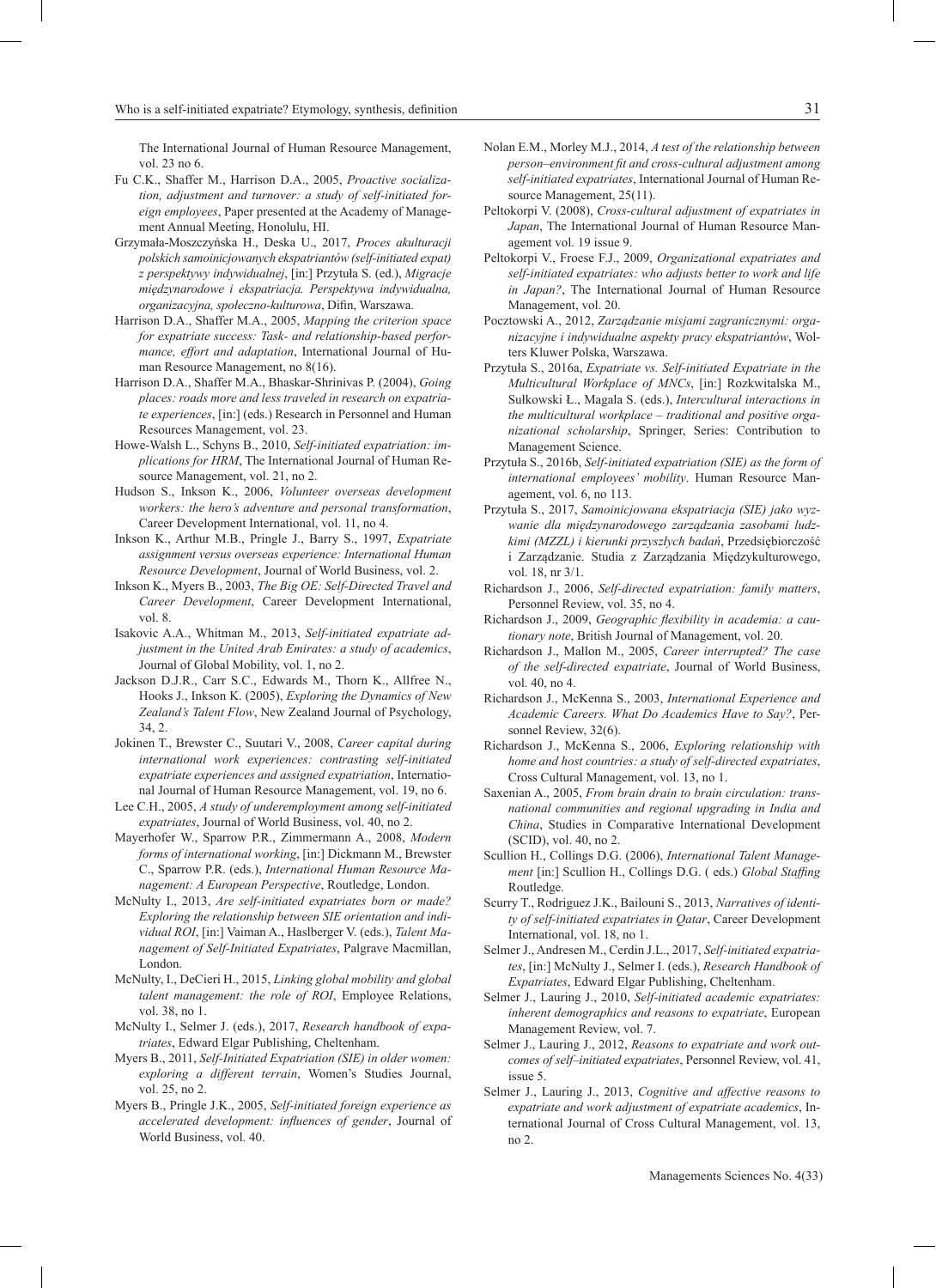The International Journal of Human Resource Management, vol. 23 no 6.

Fu C.K., Shaffer M., Harrison D.A., 2005, *Proactive socialization, adjustment and turnover: a study of self-initiated foreign employees*, Paper presented at the Academy of Management Annual Meeting, Honolulu, HI.

Grzymała-Moszczyńska H., Deska U., 2017, *Proces akulturacji polskich samoinicjowanych ekspatriantów (self-initiated expat) z perspektywy indywidualnej*, [in:] Przytuła S. (ed.), *Migracje międzynarodowe i ekspatriacja. Perspektywa indywidualna, organizacyjna, społeczno-kulturowa*, Difin, Warszawa.

Harrison D.A., Shaffer M.A., 2005, *Mapping the criterion space for expatriate success: Task- and relationship-based performance, effort and adaptation*, International Journal of Human Resource Management, no 8(16).

Harrison D.A., Shaffer M.A., Bhaskar-Shrinivas P. (2004), *Going places: roads more and less traveled in research on expatriate experiences*, [in:] (eds.) Research in Personnel and Human Resources Management, vol. 23.

Howe-Walsh L., Schyns B., 2010, *Self-initiated expatriation: implications for HRM*, The International Journal of Human Resource Management, vol. 21, no 2.

Hudson S., Inkson K., 2006, *Volunteer overseas development workers: the hero's adventure and personal transformation*, Career Development International, vol. 11, no 4.

Inkson K., Arthur M.B., Pringle J., Barry S., 1997, *Expatriate assignment versus overseas experience: International Human Resource Development*, Journal of World Business, vol. 2.

Inkson K., Myers B., 2003, *The Big OE: Self-Directed Travel and Career Development*, Career Development International, vol. 8.

Isakovic A.A., Whitman M., 2013, *Self-initiated expatriate adjustment in the United Arab Emirates: a study of academics*, Journal of Global Mobility, vol. 1, no 2.

Jackson D.J.R., Carr S.C., Edwards M., Thorn K., Allfree N., Hooks J., Inkson K. (2005), *Exploring the Dynamics of New Zealand's Talent Flow*, New Zealand Journal of Psychology, 34, 2.

Jokinen T., Brewster C., Suutari V., 2008, *Career capital during international work experiences: contrasting self-initiated expatriate experiences and assigned expatriation*, International Journal of Human Resource Management, vol. 19, no 6.

Lee C.H., 2005, *A study of underemployment among self-initiated expatriates*, Journal of World Business, vol. 40, no 2.

Mayerhofer W., Sparrow P.R., Zimmermann A., 2008, *Modern forms of international working*, [in:] Dickmann M., Brewster C., Sparrow P.R. (eds.), *International Human Resource Management: A European Perspective*, Routledge, London.

McNulty I., 2013, *Are self-initiated expatriates born or made? Exploring the relationship between SIE orientation and individual ROI*, [in:] Vaiman A., Haslberger V. (eds.), *Talent Management of Self-Initiated Expatriates*, Palgrave Macmillan, London.

McNulty, I., DeCieri H., 2015, *Linking global mobility and global talent management: the role of ROI*, Employee Relations, vol. 38, no 1.

McNulty I., Selmer J. (eds.), 2017, *Research handbook of expatriates*, Edward Elgar Publishing, Cheltenham.

Myers B., 2011, *Self-Initiated Expatriation (SIE) in older women: exploring a different terrain*, Women's Studies Journal, vol. 25, no 2.

Myers B., Pringle J.K., 2005, *Self-initiated foreign experience as accelerated development: influences of gender*, Journal of World Business, vol. 40.

Nolan E.M., Morley M.J., 2014, *A test of the relationship between person–environment fit and cross-cultural adjustment among self-initiated expatriates*, International Journal of Human Resource Management, 25(11).

Peltokorpi V. (2008), *Cross-cultural adjustment of expatriates in Japan*, The International Journal of Human Resource Management vol. 19 issue 9.

Peltokorpi V., Froese F.J., 2009, *Organizational expatriates and self-initiated expatriates: who adjusts better to work and life in Japan?*, The International Journal of Human Resource Management, vol. 20.

Pocztowski A., 2012, *Zarządzanie misjami zagranicznymi: organizacyjne i indywidualne aspekty pracy ekspatriantów*, Wolters Kluwer Polska, Warszawa.

Przytuła S., 2016a, *Expatriate vs. Self-initiated Expatriate in the Multicultural Workplace of MNCs*, [in:] Rozkwitalska M., Sułkowski Ł., Magala S. (eds.), *Intercultural interactions in the multicultural workplace – traditional and positive organizational scholarship*, Springer, Series: Contribution to Management Science.

Przytuła S., 2016b, *Self-initiated expatriation (SIE) as the form of international employees' mobility*. Human Resource Management, vol. 6, no 113.

Przytuła S., 2017, *Samoinicjowana ekspatriacja (SIE) jako wyzwanie dla międzynarodowego zarządzania zasobami ludzkimi (MZZL) i kierunki przyszłych badań*, Przedsiębiorczość i Zarządzanie. Studia z Zarządzania Międzykulturowego, vol. 18, nr 3/1.

Richardson J., 2006, *Self-directed expatriation: family matters*, Personnel Review, vol. 35, no 4.

Richardson J., 2009, *Geographic flexibility in academia: a cautionary note*, British Journal of Management, vol. 20.

Richardson J., Mallon M., 2005, *Career interrupted? The case of the self-directed expatriate*, Journal of World Business, vol. 40, no 4.

Richardson J., McKenna S., 2003, *International Experience and Academic Careers. What Do Academics Have to Say?*, Personnel Review, 32(6).

Richardson J., McKenna S., 2006, *Exploring relationship with home and host countries: a study of self-directed expatriates*, Cross Cultural Management, vol. 13, no 1.

Saxenian A., 2005, *From brain drain to brain circulation: transnational communities and regional upgrading in India and China*, Studies in Comparative International Development (SCID), vol. 40, no 2.

Scullion H., Collings D.G. (2006), *International Talent Management* [in:] Scullion H., Collings D.G. ( eds.) *Global Staffing* Routledge.

Scurry T., Rodriguez J.K., Bailouni S., 2013, *Narratives of identity of self-initiated expatriates in Qatar*, Career Development International, vol. 18, no 1.

Selmer J., Andresen M., Cerdin J.L., 2017, *Self-initiated expatriates*, [in:] McNulty J., Selmer I. (eds.), *Research Handbook of Expatriates*, Edward Elgar Publishing, Cheltenham.

Selmer J., Lauring J., 2010, *Self-initiated academic expatriates: inherent demographics and reasons to expatriate*, European Management Review, vol. 7.

Selmer J., Lauring J., 2012, *Reasons to expatriate and work outcomes of self–initiated expatriates*, Personnel Review, vol. 41, issue 5.

Selmer J., Lauring J., 2013, *Cognitive and affective reasons to expatriate and work adjustment of expatriate academics*, International Journal of Cross Cultural Management, vol. 13, no 2.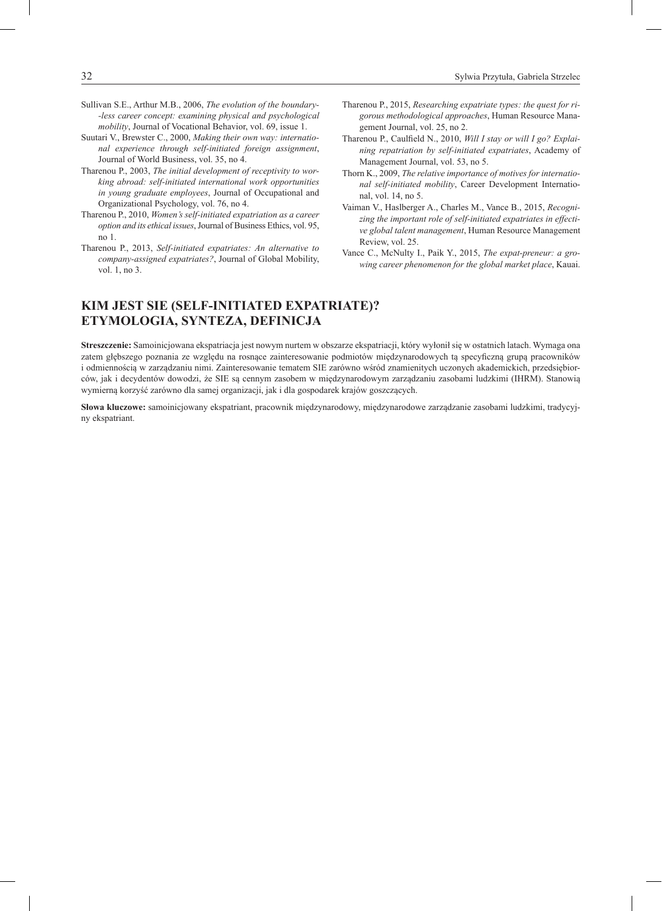Sullivan S.E., Arthur M.B., 2006, *The evolution of the boundary-less career concept: examining physical and psychological mobility*, Journal of Vocational Behavior, vol. 69, issue 1.

Suutari V., Brewster C., 2000, *Making their own way: international experience through self-initiated foreign assignment*, Journal of World Business, vol. 35, no 4.

Tharenou P., 2003, *The initial development of receptivity to working abroad: self-initiated international work opportunities in young graduate employees*, Journal of Occupational and Organizational Psychology, vol. 76, no 4.

Tharenou P., 2010, *Women's self-initiated expatriation as a career option and its ethical issues*, Journal of Business Ethics, vol. 95, no 1.

Tharenou P., 2013, *Self-initiated expatriates: An alternative to company-assigned expatriates?*, Journal of Global Mobility, vol. 1, no 3.

Tharenou P., 2015, *Researching expatriate types: the quest for rigorous methodological approaches*, Human Resource Management Journal, vol. 25, no 2.

Tharenou P., Caulfield N., 2010, *Will I stay or will I go? Explaining repatriation by self-initiated expatriates*, Academy of Management Journal, vol. 53, no 5.

Thorn K., 2009, *The relative importance of motives for international self-initiated mobility*, Career Development International, vol. 14, no 5.

Vaiman V., Haslberger A., Charles M., Vance B., 2015, *Recognizing the important role of self-initiated expatriates in effective global talent management*, Human Resource Management Review, vol. 25.

Vance C., McNulty I., Paik Y., 2015, *The expat-preneur: a growing career phenomenon for the global market place*, Kauai.

## KIM JEST SIE (SELF-INITIATED EXPATRIATE)? ETYMOLOGIA, SYNTEZA, DEFINICJA

**Streszczenie:** Samoinicjowana ekspatriacja jest nowym nurtem w obszarze ekspatriacji, który wyłonił się w ostatnich latach. Wymaga ona zatem głębszego poznania ze względu na rosnące zainteresowanie podmiotów międzynarodowych tą specyficzną grupą pracowników i odmiennością w zarządzaniu nimi. Zainteresowanie tematem SIE zarówno wśród znamienitych uczonych akademickich, przedsiębiorców, jak i decydentów dowodzi, że SIE są cennym zasobem w międzynarodowym zarządzaniu zasobami ludzkimi (IHRM). Stanowią wymierną korzyść zarówno dla samej organizacji, jak i dla gospodarek krajów goszczących.

**Słowa kluczowe:** samoinicjowany ekspatriant, pracownik międzynarodowy, międzynarodowe zarządzanie zasobami ludzkimi, tradycyjny ekspatriant.